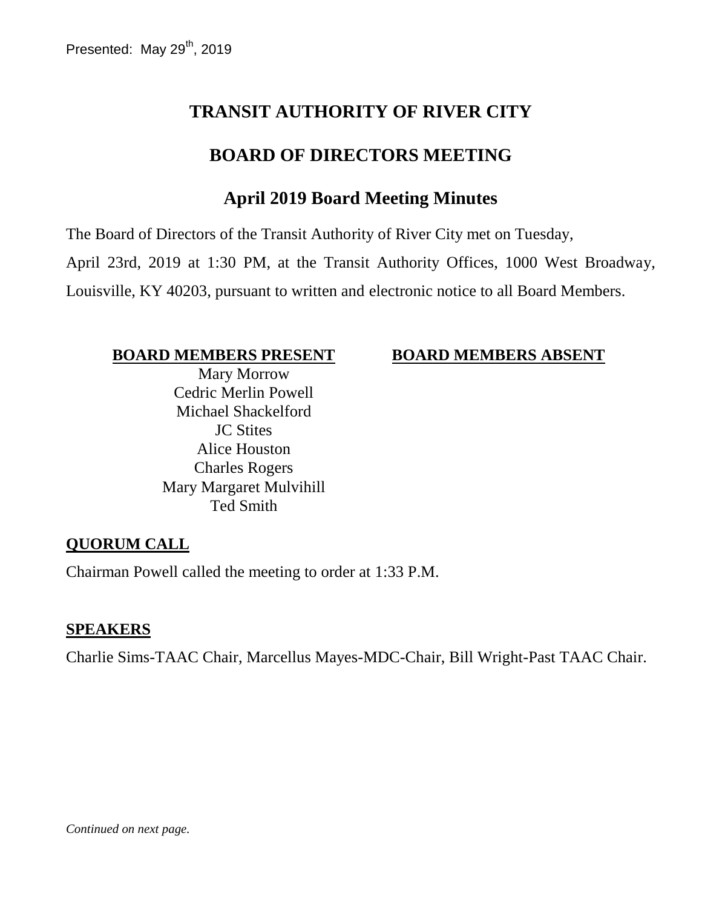Presented: May 29th, 2019

# TRANSIT AUTHORITY OF RIVER CITY

# BOARD OF DIRECTORS MEETING

## April 2019 Board Meeting Minutes

The Board of Directors of the Transit Authority of River City met on Tuesday, April 23rd, 2019 at 1:30 PM, at the Transit Authority Offices, 1000 West Broadway, Louisville, KY 40203, pursuant to written and electronic notice to all Board Members.

| **BOARD MEMBERS PRESENT** | **BOARD MEMBERS ABSENT** |
| --- | --- |
| Mary Morrow | |
| Cedric Merlin Powell | |
| Michael Shackelford | |
| JC Stites | |
| Alice Houston | |
| Charles Rogers | |
| Mary Margaret Mulvihill | |
| Ted Smith | |

**QUORUM CALL**

Chairman Powell called the meeting to order at 1:33 P.M.

**SPEAKERS**

Charlie Sims-TAAC Chair, Marcellus Mayes-MDC-Chair, Bill Wright-Past TAAC Chair.

*Continued on next page.*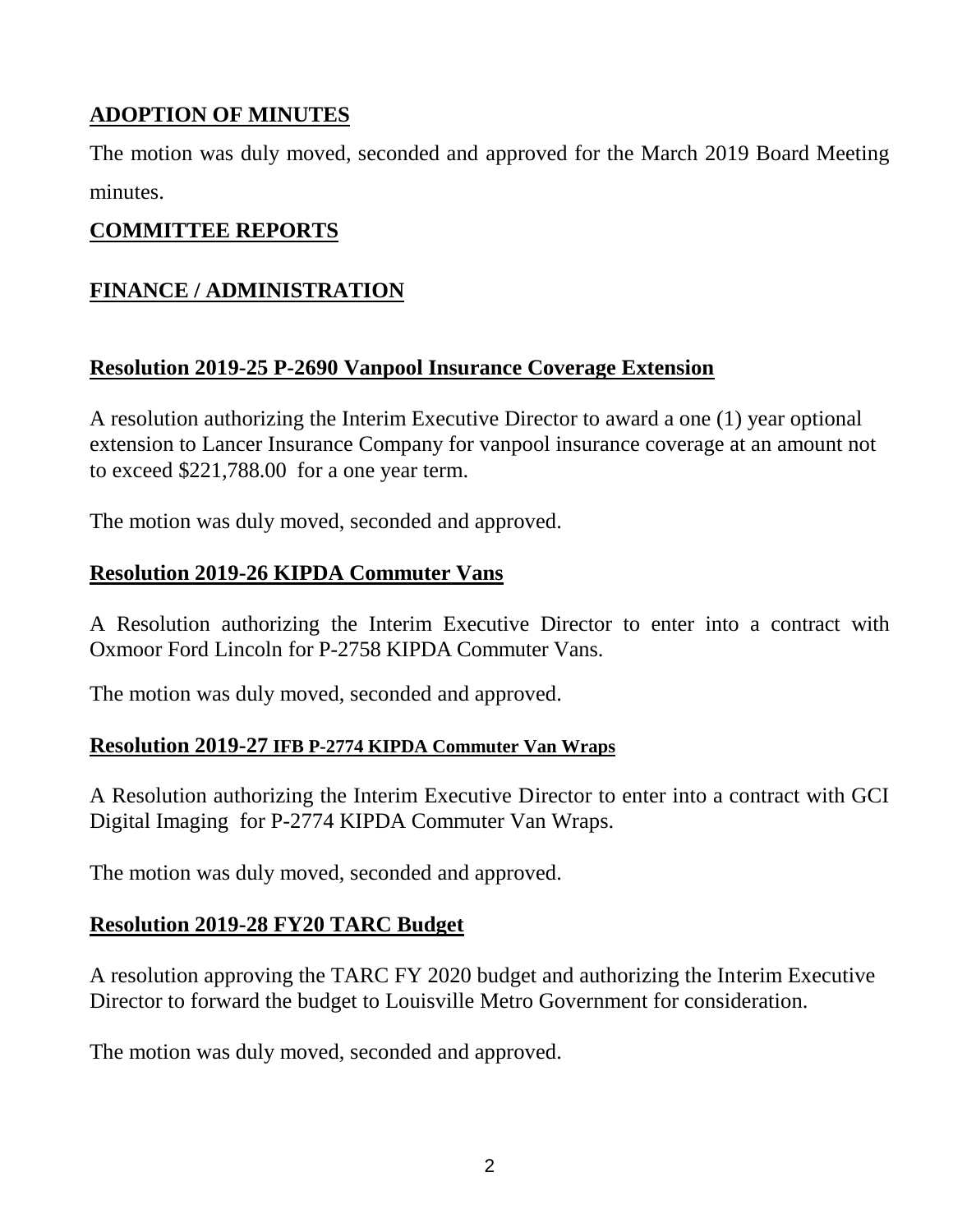## ADOPTION OF MINUTES

The motion was duly moved, seconded and approved for the March 2019 Board Meeting minutes.

## COMMITTEE REPORTS

## FINANCE / ADMINISTRATION

### Resolution 2019-25 P-2690 Vanpool Insurance Coverage Extension

A resolution authorizing the Interim Executive Director to award a one (1) year optional extension to Lancer Insurance Company for vanpool insurance coverage at an amount not to exceed $221,788.00 for a one year term.

The motion was duly moved, seconded and approved.

### Resolution 2019-26 KIPDA Commuter Vans

A Resolution authorizing the Interim Executive Director to enter into a contract with Oxmoor Ford Lincoln for P-2758 KIPDA Commuter Vans.

The motion was duly moved, seconded and approved.

### Resolution 2019-27 IFB P-2774 KIPDA Commuter Van Wraps

A Resolution authorizing the Interim Executive Director to enter into a contract with GCI Digital Imaging for P-2774 KIPDA Commuter Van Wraps.

The motion was duly moved, seconded and approved.

### Resolution 2019-28 FY20 TARC Budget

A resolution approving the TARC FY 2020 budget and authorizing the Interim Executive Director to forward the budget to Louisville Metro Government for consideration.

The motion was duly moved, seconded and approved.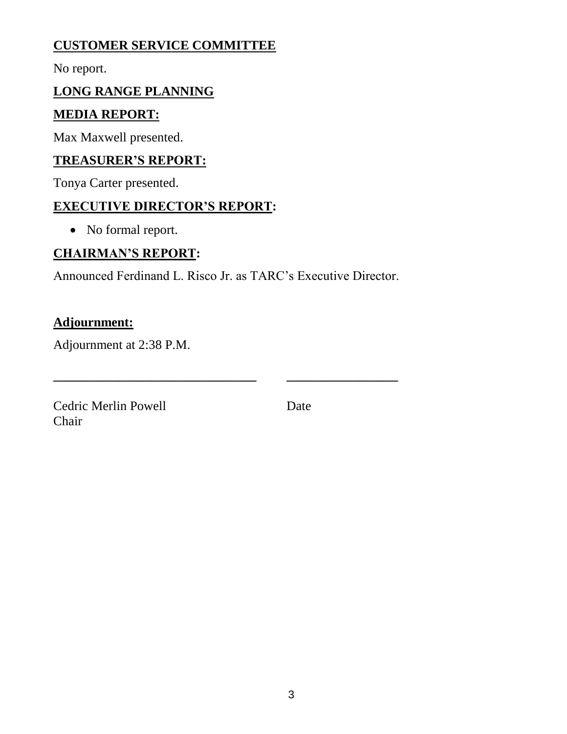**CUSTOMER SERVICE COMMITTEE**

No report.

**LONG RANGE PLANNING**

**MEDIA REPORT:**

Max Maxwell presented.

**TREASURER'S REPORT:**

Tonya Carter presented.

**EXECUTIVE DIRECTOR'S REPORT:**

- No formal report.

**CHAIRMAN'S REPORT:**

Announced Ferdinand L. Risco Jr. as TARC's Executive Director.

**Adjournment:**

Adjournment at 2:38 P.M.

\_\_\_\_\_\_\_\_\_\_\_\_\_\_\_\_\_\_\_\_\_\_\_\_\_\_\_\_\_\_\_\_ \_\_\_\_\_\_\_\_\_\_\_\_\_\_\_\_\_\_

Cedric Merlin Powell Date
Chair